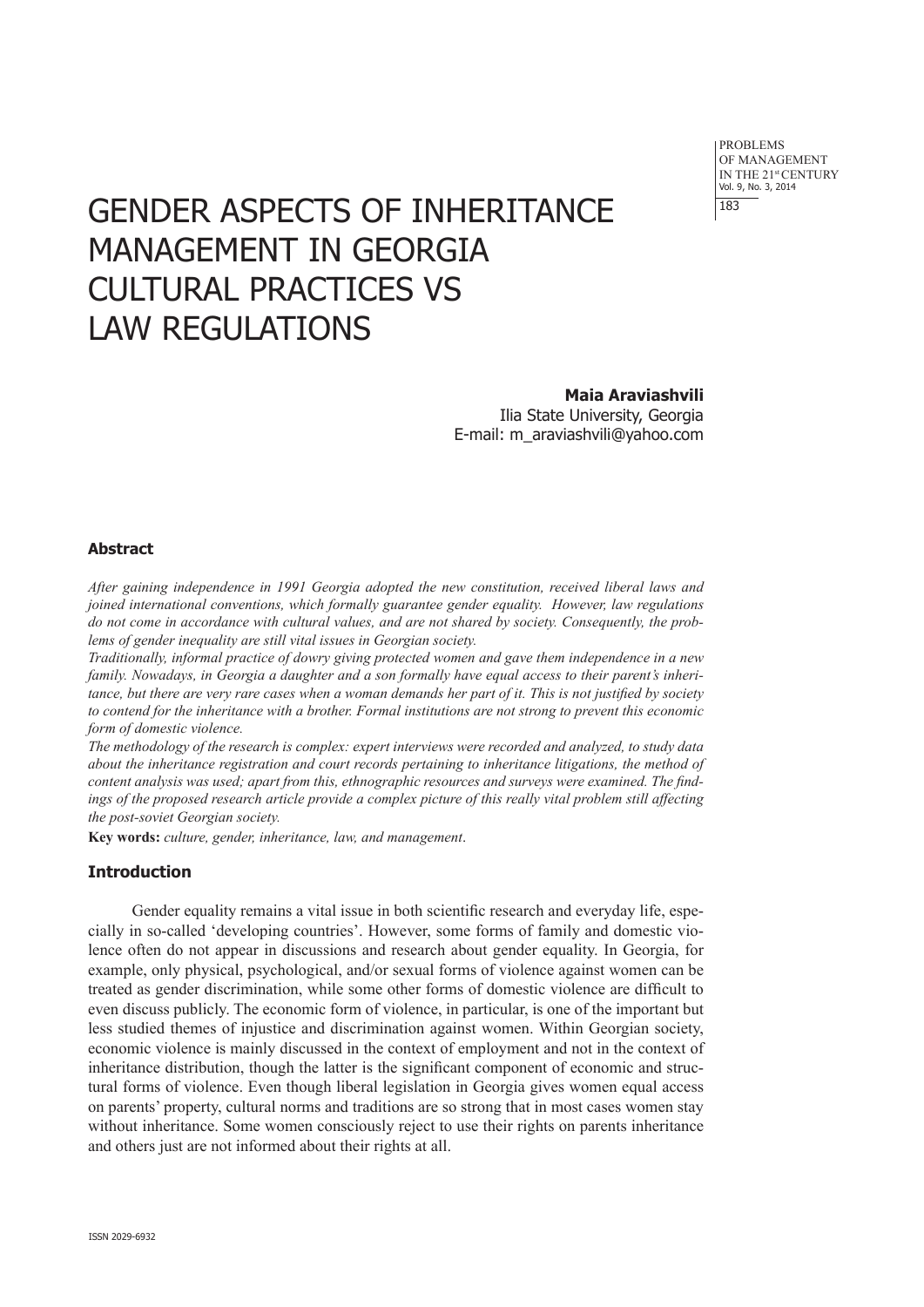# GENDER ASPECTS OF INHERITANCE MANAGEMENT IN GEORGIA CULTURAL PRACTICES VS LAW REGULATIONS

**Maia Araviashvili**
Ilia State University, Georgia
E-mail: m_araviashvili@yahoo.com

### Abstract

*After gaining independence in 1991 Georgia adopted the new constitution, received liberal laws and joined international conventions, which formally guarantee gender equality. However, law regulations do not come in accordance with cultural values, and are not shared by society. Consequently, the problems of gender inequality are still vital issues in Georgian society.*

*Traditionally, informal practice of dowry giving protected women and gave them independence in a new family. Nowadays, in Georgia a daughter and a son formally have equal access to their parent's inheritance, but there are very rare cases when a woman demands her part of it. This is not justified by society to contend for the inheritance with a brother. Formal institutions are not strong to prevent this economic form of domestic violence.*

*The methodology of the research is complex: expert interviews were recorded and analyzed, to study data about the inheritance registration and court records pertaining to inheritance litigations, the method of content analysis was used; apart from this, ethnographic resources and surveys were examined. The findings of the proposed research article provide a complex picture of this really vital problem still affecting the post-soviet Georgian society.*

**Key words:** *culture, gender, inheritance, law, and management*.

### Introduction

Gender equality remains a vital issue in both scientific research and everyday life, especially in so-called 'developing countries'. However, some forms of family and domestic violence often do not appear in discussions and research about gender equality. In Georgia, for example, only physical, psychological, and/or sexual forms of violence against women can be treated as gender discrimination, while some other forms of domestic violence are difficult to even discuss publicly. The economic form of violence, in particular, is one of the important but less studied themes of injustice and discrimination against women. Within Georgian society, economic violence is mainly discussed in the context of employment and not in the context of inheritance distribution, though the latter is the significant component of economic and structural forms of violence. Even though liberal legislation in Georgia gives women equal access on parents' property, cultural norms and traditions are so strong that in most cases women stay without inheritance. Some women consciously reject to use their rights on parents inheritance and others just are not informed about their rights at all.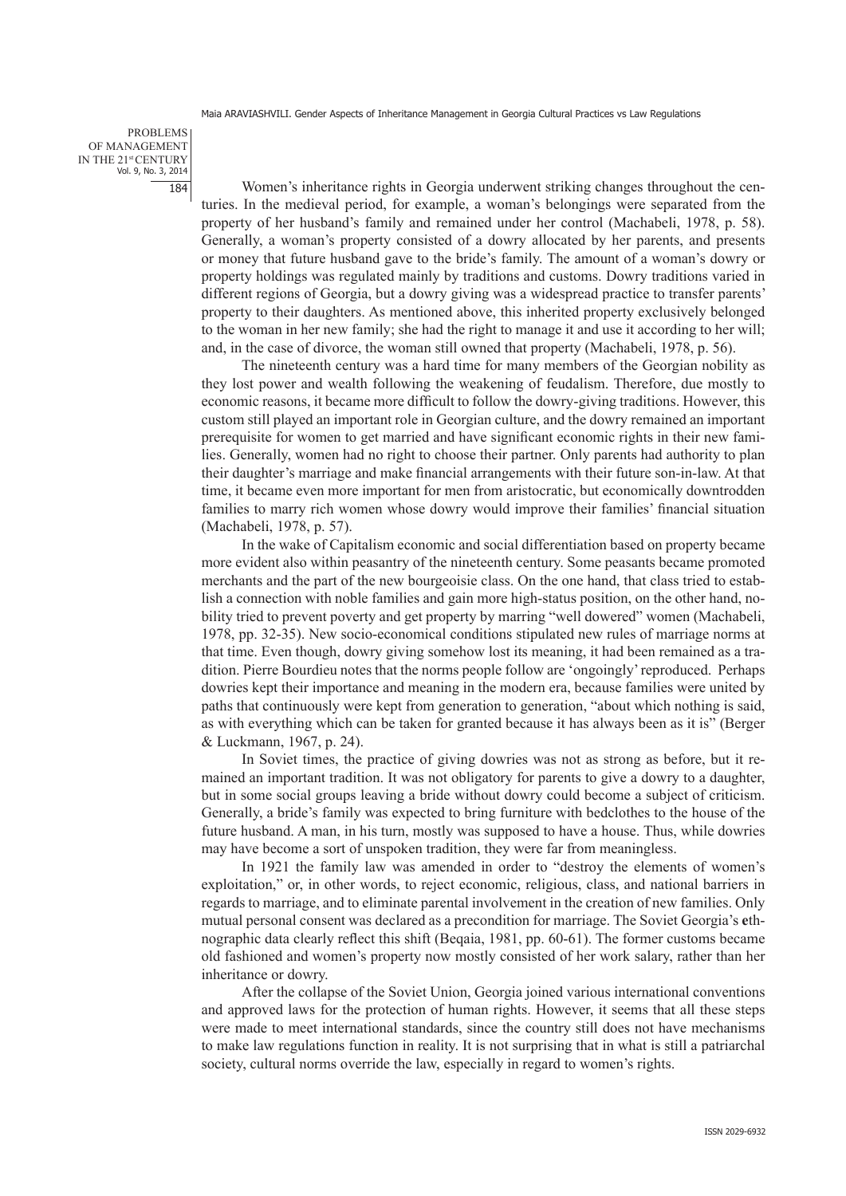Women's inheritance rights in Georgia underwent striking changes throughout the centuries. In the medieval period, for example, a woman's belongings were separated from the property of her husband's family and remained under her control (Machabeli, 1978, p. 58). Generally, a woman's property consisted of a dowry allocated by her parents, and presents or money that future husband gave to the bride's family. The amount of a woman's dowry or property holdings was regulated mainly by traditions and customs. Dowry traditions varied in different regions of Georgia, but a dowry giving was a widespread practice to transfer parents' property to their daughters. As mentioned above, this inherited property exclusively belonged to the woman in her new family; she had the right to manage it and use it according to her will; and, in the case of divorce, the woman still owned that property (Machabeli, 1978, p. 56).

The nineteenth century was a hard time for many members of the Georgian nobility as they lost power and wealth following the weakening of feudalism. Therefore, due mostly to economic reasons, it became more difficult to follow the dowry-giving traditions. However, this custom still played an important role in Georgian culture, and the dowry remained an important prerequisite for women to get married and have significant economic rights in their new families. Generally, women had no right to choose their partner. Only parents had authority to plan their daughter's marriage and make financial arrangements with their future son-in-law. At that time, it became even more important for men from aristocratic, but economically downtrodden families to marry rich women whose dowry would improve their families' financial situation (Machabeli, 1978, p. 57).

In the wake of Capitalism economic and social differentiation based on property became more evident also within peasantry of the nineteenth century. Some peasants became promoted merchants and the part of the new bourgeoisie class. On the one hand, that class tried to establish a connection with noble families and gain more high-status position, on the other hand, nobility tried to prevent poverty and get property by marring "well dowered" women (Machabeli, 1978, pp. 32-35). New socio-economical conditions stipulated new rules of marriage norms at that time. Even though, dowry giving somehow lost its meaning, it had been remained as a tradition. Pierre Bourdieu notes that the norms people follow are 'ongoingly' reproduced. Perhaps dowries kept their importance and meaning in the modern era, because families were united by paths that continuously were kept from generation to generation, "about which nothing is said, as with everything which can be taken for granted because it has always been as it is" (Berger & Luckmann, 1967, p. 24).

In Soviet times, the practice of giving dowries was not as strong as before, but it remained an important tradition. It was not obligatory for parents to give a dowry to a daughter, but in some social groups leaving a bride without dowry could become a subject of criticism. Generally, a bride's family was expected to bring furniture with bedclothes to the house of the future husband. A man, in his turn, mostly was supposed to have a house. Thus, while dowries may have become a sort of unspoken tradition, they were far from meaningless.

In 1921 the family law was amended in order to "destroy the elements of women's exploitation," or, in other words, to reject economic, religious, class, and national barriers in regards to marriage, and to eliminate parental involvement in the creation of new families. Only mutual personal consent was declared as a precondition for marriage. The Soviet Georgia's ethnographic data clearly reflect this shift (Beqaia, 1981, pp. 60-61). The former customs became old fashioned and women's property now mostly consisted of her work salary, rather than her inheritance or dowry.

After the collapse of the Soviet Union, Georgia joined various international conventions and approved laws for the protection of human rights. However, it seems that all these steps were made to meet international standards, since the country still does not have mechanisms to make law regulations function in reality. It is not surprising that in what is still a patriarchal society, cultural norms override the law, especially in regard to women's rights.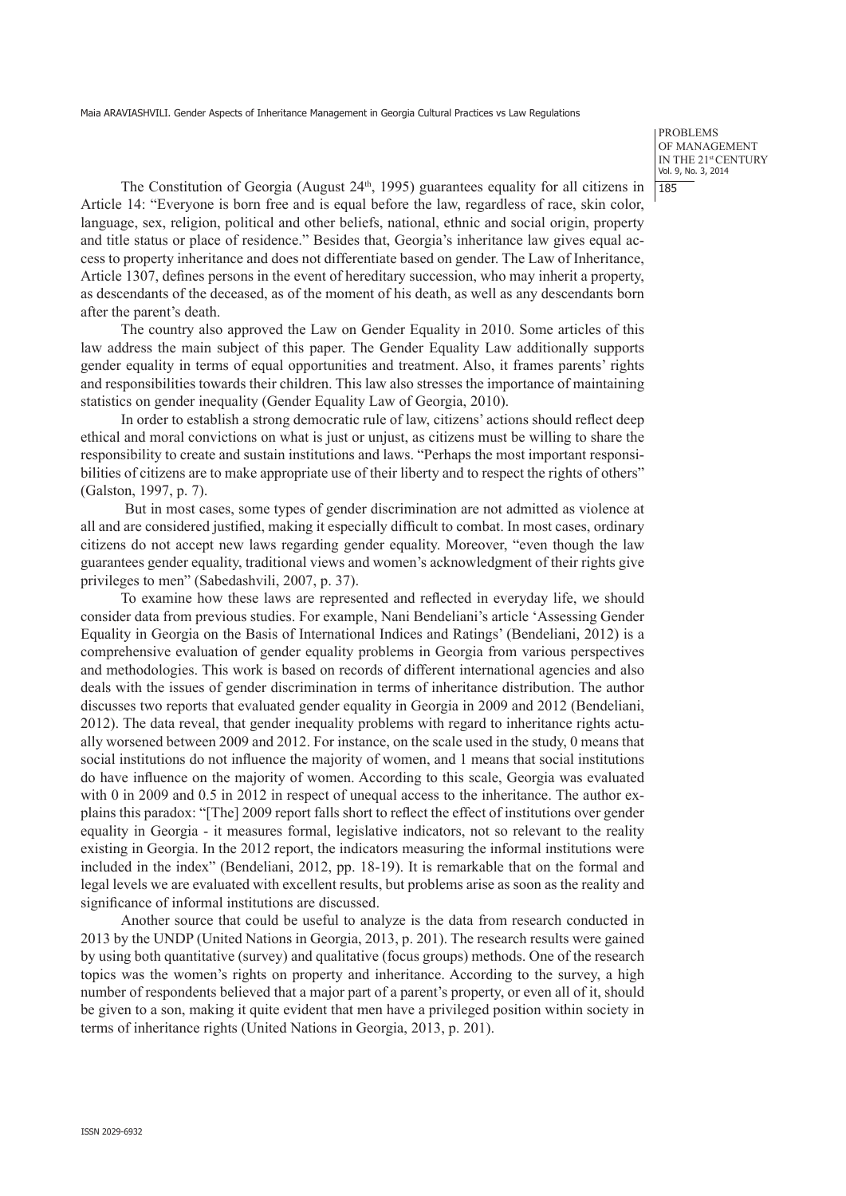The Constitution of Georgia (August 24th, 1995) guarantees equality for all citizens in Article 14: "Everyone is born free and is equal before the law, regardless of race, skin color, language, sex, religion, political and other beliefs, national, ethnic and social origin, property and title status or place of residence." Besides that, Georgia's inheritance law gives equal access to property inheritance and does not differentiate based on gender. The Law of Inheritance, Article 1307, defines persons in the event of hereditary succession, who may inherit a property, as descendants of the deceased, as of the moment of his death, as well as any descendants born after the parent's death.

The country also approved the Law on Gender Equality in 2010. Some articles of this law address the main subject of this paper. The Gender Equality Law additionally supports gender equality in terms of equal opportunities and treatment. Also, it frames parents' rights and responsibilities towards their children. This law also stresses the importance of maintaining statistics on gender inequality (Gender Equality Law of Georgia, 2010).

In order to establish a strong democratic rule of law, citizens' actions should reflect deep ethical and moral convictions on what is just or unjust, as citizens must be willing to share the responsibility to create and sustain institutions and laws. "Perhaps the most important responsibilities of citizens are to make appropriate use of their liberty and to respect the rights of others" (Galston, 1997, p. 7).

But in most cases, some types of gender discrimination are not admitted as violence at all and are considered justified, making it especially difficult to combat. In most cases, ordinary citizens do not accept new laws regarding gender equality. Moreover, "even though the law guarantees gender equality, traditional views and women's acknowledgment of their rights give privileges to men" (Sabedashvili, 2007, p. 37).

To examine how these laws are represented and reflected in everyday life, we should consider data from previous studies. For example, Nani Bendeliani's article 'Assessing Gender Equality in Georgia on the Basis of International Indices and Ratings' (Bendeliani, 2012) is a comprehensive evaluation of gender equality problems in Georgia from various perspectives and methodologies. This work is based on records of different international agencies and also deals with the issues of gender discrimination in terms of inheritance distribution. The author discusses two reports that evaluated gender equality in Georgia in 2009 and 2012 (Bendeliani, 2012). The data reveal, that gender inequality problems with regard to inheritance rights actually worsened between 2009 and 2012. For instance, on the scale used in the study, 0 means that social institutions do not influence the majority of women, and 1 means that social institutions do have influence on the majority of women. According to this scale, Georgia was evaluated with 0 in 2009 and 0.5 in 2012 in respect of unequal access to the inheritance. The author explains this paradox: "[The] 2009 report falls short to reflect the effect of institutions over gender equality in Georgia - it measures formal, legislative indicators, not so relevant to the reality existing in Georgia. In the 2012 report, the indicators measuring the informal institutions were included in the index" (Bendeliani, 2012, pp. 18-19). It is remarkable that on the formal and legal levels we are evaluated with excellent results, but problems arise as soon as the reality and significance of informal institutions are discussed.

Another source that could be useful to analyze is the data from research conducted in 2013 by the UNDP (United Nations in Georgia, 2013, p. 201). The research results were gained by using both quantitative (survey) and qualitative (focus groups) methods. One of the research topics was the women's rights on property and inheritance. According to the survey, a high number of respondents believed that a major part of a parent's property, or even all of it, should be given to a son, making it quite evident that men have a privileged position within society in terms of inheritance rights (United Nations in Georgia, 2013, p. 201).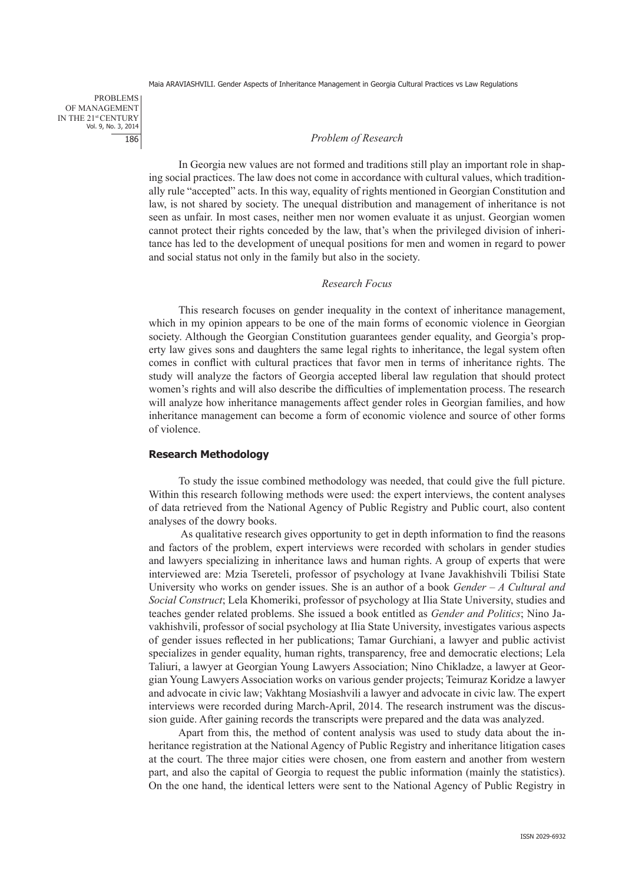*Problem of Research*

In Georgia new values are not formed and traditions still play an important role in shaping social practices. The law does not come in accordance with cultural values, which traditionally rule "accepted" acts. In this way, equality of rights mentioned in Georgian Constitution and law, is not shared by society. The unequal distribution and management of inheritance is not seen as unfair. In most cases, neither men nor women evaluate it as unjust. Georgian women cannot protect their rights conceded by the law, that's when the privileged division of inheritance has led to the development of unequal positions for men and women in regard to power and social status not only in the family but also in the society.

*Research Focus*

This research focuses on gender inequality in the context of inheritance management, which in my opinion appears to be one of the main forms of economic violence in Georgian society. Although the Georgian Constitution guarantees gender equality, and Georgia's property law gives sons and daughters the same legal rights to inheritance, the legal system often comes in conflict with cultural practices that favor men in terms of inheritance rights. The study will analyze the factors of Georgia accepted liberal law regulation that should protect women's rights and will also describe the difficulties of implementation process. The research will analyze how inheritance managements affect gender roles in Georgian families, and how inheritance management can become a form of economic violence and source of other forms of violence.

## Research Methodology

To study the issue combined methodology was needed, that could give the full picture. Within this research following methods were used: the expert interviews, the content analyses of data retrieved from the National Agency of Public Registry and Public court, also content analyses of the dowry books.

As qualitative research gives opportunity to get in depth information to find the reasons and factors of the problem, expert interviews were recorded with scholars in gender studies and lawyers specializing in inheritance laws and human rights. A group of experts that were interviewed are: Mzia Tsereteli, professor of psychology at Ivane Javakhishvili Tbilisi State University who works on gender issues. She is an author of a book *Gender – A Cultural and Social Construct*; Lela Khomeriki, professor of psychology at Ilia State University, studies and teaches gender related problems. She issued a book entitled as *Gender and Politics*; Nino Javakhishvili, professor of social psychology at Ilia State University, investigates various aspects of gender issues reflected in her publications; Tamar Gurchiani, a lawyer and public activist specializes in gender equality, human rights, transparency, free and democratic elections; Lela Taliuri, a lawyer at Georgian Young Lawyers Association; Nino Chikladze, a lawyer at Georgian Young Lawyers Association works on various gender projects; Teimuraz Koridze a lawyer and advocate in civic law; Vakhtang Mosiashvili a lawyer and advocate in civic law. The expert interviews were recorded during March-April, 2014. The research instrument was the discussion guide. After gaining records the transcripts were prepared and the data was analyzed.

Apart from this, the method of content analysis was used to study data about the inheritance registration at the National Agency of Public Registry and inheritance litigation cases at the court. The three major cities were chosen, one from eastern and another from western part, and also the capital of Georgia to request the public information (mainly the statistics). On the one hand, the identical letters were sent to the National Agency of Public Registry in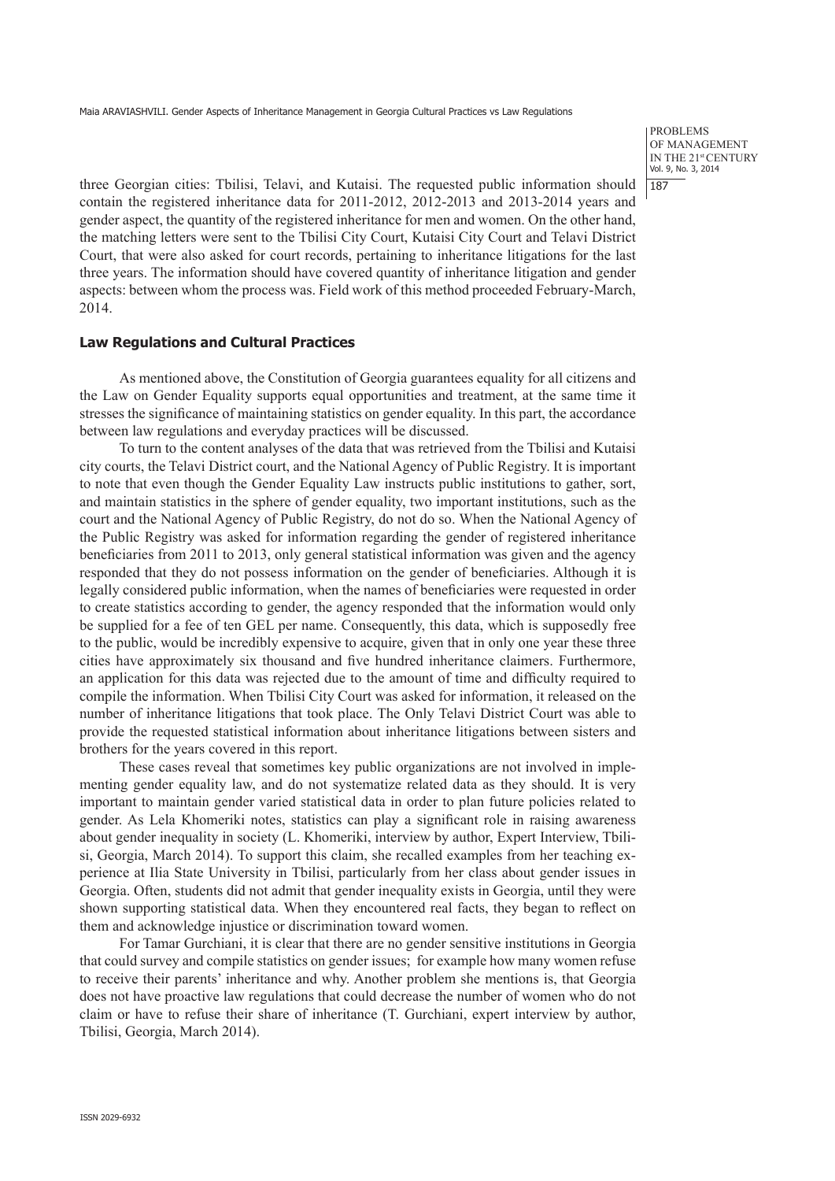three Georgian cities: Tbilisi, Telavi, and Kutaisi. The requested public information should contain the registered inheritance data for 2011-2012, 2012-2013 and 2013-2014 years and gender aspect, the quantity of the registered inheritance for men and women. On the other hand, the matching letters were sent to the Tbilisi City Court, Kutaisi City Court and Telavi District Court, that were also asked for court records, pertaining to inheritance litigations for the last three years. The information should have covered quantity of inheritance litigation and gender aspects: between whom the process was. Field work of this method proceeded February-March, 2014.

## Law Regulations and Cultural Practices

As mentioned above, the Constitution of Georgia guarantees equality for all citizens and the Law on Gender Equality supports equal opportunities and treatment, at the same time it stresses the significance of maintaining statistics on gender equality. In this part, the accordance between law regulations and everyday practices will be discussed.

To turn to the content analyses of the data that was retrieved from the Tbilisi and Kutaisi city courts, the Telavi District court, and the National Agency of Public Registry. It is important to note that even though the Gender Equality Law instructs public institutions to gather, sort, and maintain statistics in the sphere of gender equality, two important institutions, such as the court and the National Agency of Public Registry, do not do so. When the National Agency of the Public Registry was asked for information regarding the gender of registered inheritance beneficiaries from 2011 to 2013, only general statistical information was given and the agency responded that they do not possess information on the gender of beneficiaries. Although it is legally considered public information, when the names of beneficiaries were requested in order to create statistics according to gender, the agency responded that the information would only be supplied for a fee of ten GEL per name. Consequently, this data, which is supposedly free to the public, would be incredibly expensive to acquire, given that in only one year these three cities have approximately six thousand and five hundred inheritance claimers. Furthermore, an application for this data was rejected due to the amount of time and difficulty required to compile the information. When Tbilisi City Court was asked for information, it released on the number of inheritance litigations that took place. The Only Telavi District Court was able to provide the requested statistical information about inheritance litigations between sisters and brothers for the years covered in this report.

These cases reveal that sometimes key public organizations are not involved in implementing gender equality law, and do not systematize related data as they should. It is very important to maintain gender varied statistical data in order to plan future policies related to gender. As Lela Khomeriki notes, statistics can play a significant role in raising awareness about gender inequality in society (L. Khomeriki, interview by author, Expert Interview, Tbilisi, Georgia, March 2014). To support this claim, she recalled examples from her teaching experience at Ilia State University in Tbilisi, particularly from her class about gender issues in Georgia. Often, students did not admit that gender inequality exists in Georgia, until they were shown supporting statistical data. When they encountered real facts, they began to reflect on them and acknowledge injustice or discrimination toward women.

For Tamar Gurchiani, it is clear that there are no gender sensitive institutions in Georgia that could survey and compile statistics on gender issues; for example how many women refuse to receive their parents' inheritance and why. Another problem she mentions is, that Georgia does not have proactive law regulations that could decrease the number of women who do not claim or have to refuse their share of inheritance (T. Gurchiani, expert interview by author, Tbilisi, Georgia, March 2014).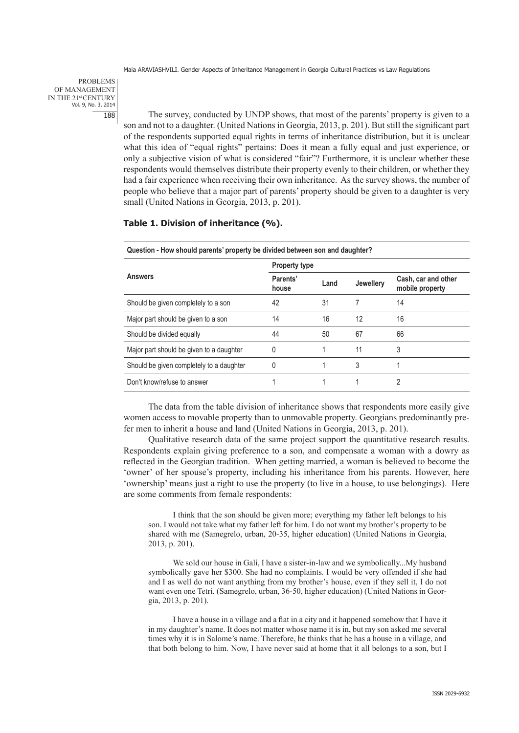The survey, conducted by UNDP shows, that most of the parents' property is given to a son and not to a daughter. (United Nations in Georgia, 2013, p. 201). But still the significant part of the respondents supported equal rights in terms of inheritance distribution, but it is unclear what this idea of "equal rights" pertains: Does it mean a fully equal and just experience, or only a subjective vision of what is considered "fair"? Furthermore, it is unclear whether these respondents would themselves distribute their property evenly to their children, or whether they had a fair experience when receiving their own inheritance. As the survey shows, the number of people who believe that a major part of parents' property should be given to a daughter is very small (United Nations in Georgia, 2013, p. 201).

**Table 1. Division of inheritance (%).**

| Question - How should parents' property be divided between son and daughter? | | | | |
|---|---|---|---|---|
| **Answers** | **Property type** | | | |
| | **Parents' house** | **Land** | **Jewellery** | **Cash, car and other mobile property** |
| Should be given completely to a son | 42 | 31 | 7 | 14 |
| Major part should be given to a son | 14 | 16 | 12 | 16 |
| Should be divided equally | 44 | 50 | 67 | 66 |
| Major part should be given to a daughter | 0 | 1 | 11 | 3 |
| Should be given completely to a daughter | 0 | 1 | 3 | 1 |
| Don't know/refuse to answer | 1 | 1 | 1 | 2 |

The data from the table division of inheritance shows that respondents more easily give women access to movable property than to unmovable property. Georgians predominantly prefer men to inherit a house and land (United Nations in Georgia, 2013, p. 201).

Qualitative research data of the same project support the quantitative research results. Respondents explain giving preference to a son, and compensate a woman with a dowry as reflected in the Georgian tradition. When getting married, a woman is believed to become the 'owner' of her spouse's property, including his inheritance from his parents. However, here 'ownership' means just a right to use the property (to live in a house, to use belongings). Here are some comments from female respondents:

> I think that the son should be given more; everything my father left belongs to his son. I would not take what my father left for him. I do not want my brother's property to be shared with me (Samegrelo, urban, 20-35, higher education) (United Nations in Georgia, 2013, p. 201).

> We sold our house in Gali, I have a sister-in-law and we symbolically...My husband symbolically gave her $300. She had no complaints. I would be very offended if she had and I as well do not want anything from my brother's house, even if they sell it, I do not want even one Tetri. (Samegrelo, urban, 36-50, higher education) (United Nations in Georgia, 2013, p. 201).

> I have a house in a village and a flat in a city and it happened somehow that I have it in my daughter's name. It does not matter whose name it is in, but my son asked me several times why it is in Salome's name. Therefore, he thinks that he has a house in a village, and that both belong to him. Now, I have never said at home that it all belongs to a son, but I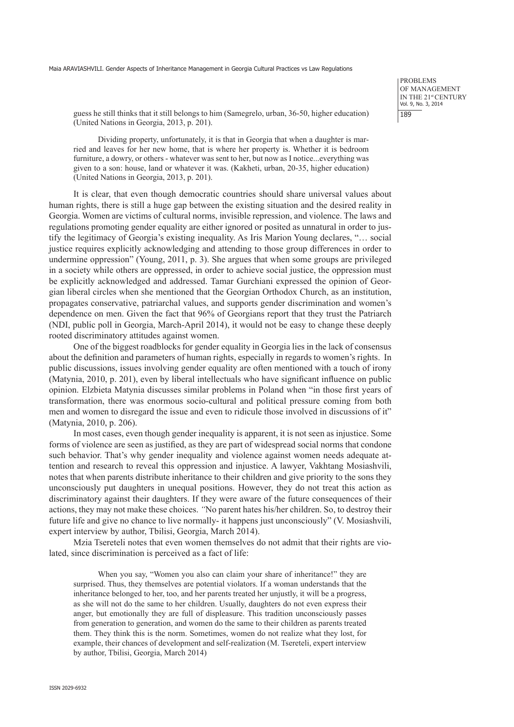guess he still thinks that it still belongs to him (Samegrelo, urban, 36-50, higher education) (United Nations in Georgia, 2013, p. 201).

> Dividing property, unfortunately, it is that in Georgia that when a daughter is married and leaves for her new home, that is where her property is. Whether it is bedroom furniture, a dowry, or others - whatever was sent to her, but now as I notice...everything was given to a son: house, land or whatever it was. (Kakheti, urban, 20-35, higher education) (United Nations in Georgia, 2013, p. 201).

It is clear, that even though democratic countries should share universal values about human rights, there is still a huge gap between the existing situation and the desired reality in Georgia. Women are victims of cultural norms, invisible repression, and violence. The laws and regulations promoting gender equality are either ignored or posited as unnatural in order to justify the legitimacy of Georgia's existing inequality. As Iris Marion Young declares, "… social justice requires explicitly acknowledging and attending to those group differences in order to undermine oppression" (Young, 2011, p. 3). She argues that when some groups are privileged in a society while others are oppressed, in order to achieve social justice, the oppression must be explicitly acknowledged and addressed. Tamar Gurchiani expressed the opinion of Georgian liberal circles when she mentioned that the Georgian Orthodox Church, as an institution, propagates conservative, patriarchal values, and supports gender discrimination and women's dependence on men. Given the fact that 96% of Georgians report that they trust the Patriarch (NDI, public poll in Georgia, March-April 2014), it would not be easy to change these deeply rooted discriminatory attitudes against women.

One of the biggest roadblocks for gender equality in Georgia lies in the lack of consensus about the definition and parameters of human rights, especially in regards to women's rights. In public discussions, issues involving gender equality are often mentioned with a touch of irony (Matynia, 2010, p. 201), even by liberal intellectuals who have significant influence on public opinion. Elzbieta Matynia discusses similar problems in Poland when "in those first years of transformation, there was enormous socio-cultural and political pressure coming from both men and women to disregard the issue and even to ridicule those involved in discussions of it" (Matynia, 2010, p. 206).

In most cases, even though gender inequality is apparent, it is not seen as injustice. Some forms of violence are seen as justified, as they are part of widespread social norms that condone such behavior. That's why gender inequality and violence against women needs adequate attention and research to reveal this oppression and injustice. A lawyer, Vakhtang Mosiashvili, notes that when parents distribute inheritance to their children and give priority to the sons they unconsciously put daughters in unequal positions. However, they do not treat this action as discriminatory against their daughters. If they were aware of the future consequences of their actions, they may not make these choices. *"*No parent hates his/her children. So, to destroy their future life and give no chance to live normally- it happens just unconsciously" (V. Mosiashvili, expert interview by author, Tbilisi, Georgia, March 2014).

Mzia Tsereteli notes that even women themselves do not admit that their rights are violated, since discrimination is perceived as a fact of life:

> When you say, "Women you also can claim your share of inheritance!" they are surprised. Thus, they themselves are potential violators. If a woman understands that the inheritance belonged to her, too, and her parents treated her unjustly, it will be a progress, as she will not do the same to her children. Usually, daughters do not even express their anger, but emotionally they are full of displeasure. This tradition unconsciously passes from generation to generation, and women do the same to their children as parents treated them. They think this is the norm. Sometimes, women do not realize what they lost, for example, their chances of development and self-realization (M. Tsereteli, expert interview by author, Tbilisi, Georgia, March 2014)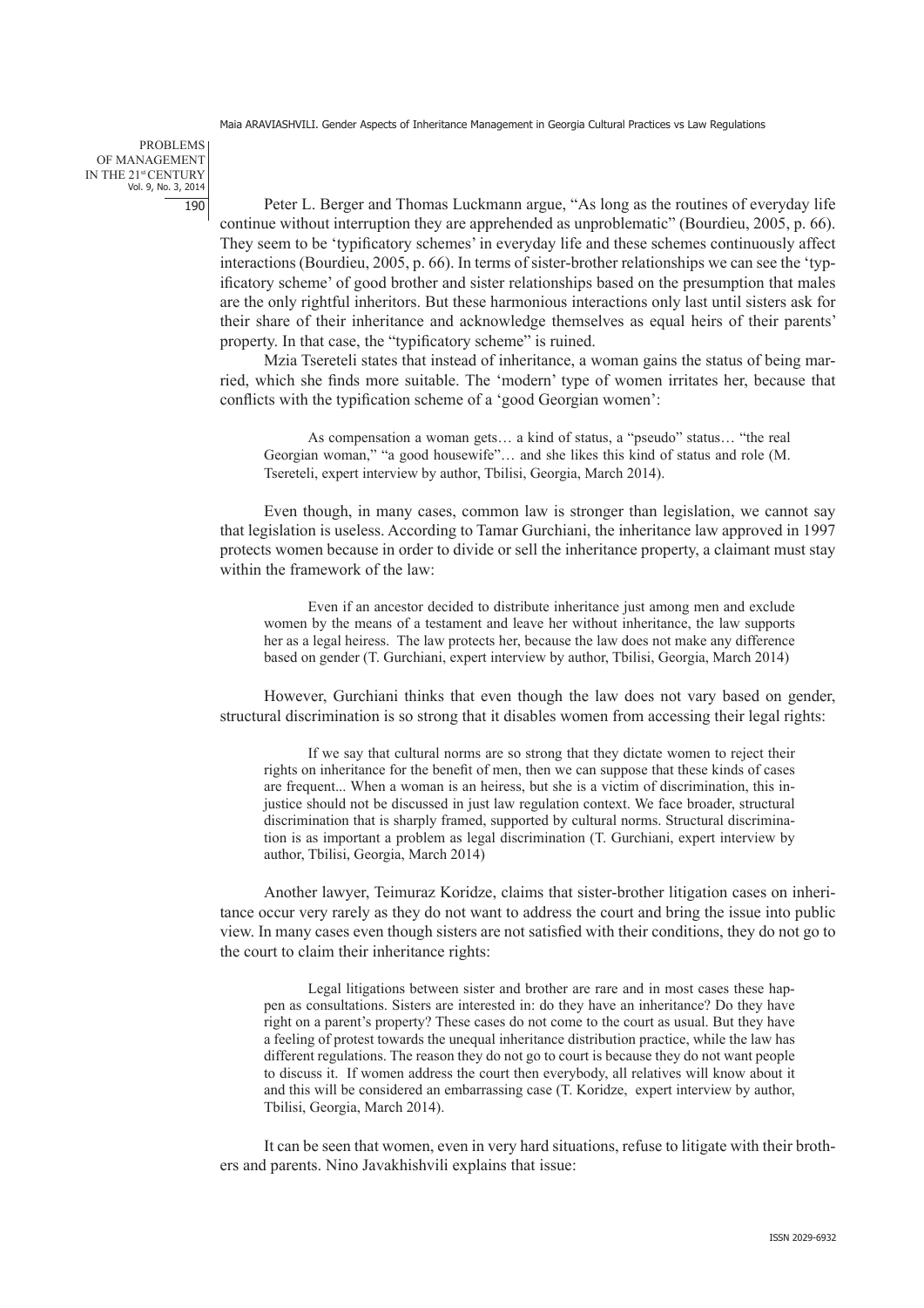Peter L. Berger and Thomas Luckmann argue, "As long as the routines of everyday life continue without interruption they are apprehended as unproblematic" (Bourdieu, 2005, p. 66). They seem to be 'typificatory schemes' in everyday life and these schemes continuously affect interactions (Bourdieu, 2005, p. 66). In terms of sister-brother relationships we can see the 'typificatory scheme' of good brother and sister relationships based on the presumption that males are the only rightful inheritors. But these harmonious interactions only last until sisters ask for their share of their inheritance and acknowledge themselves as equal heirs of their parents' property. In that case, the "typificatory scheme" is ruined.

Mzia Tsereteli states that instead of inheritance, a woman gains the status of being married, which she finds more suitable. The 'modern' type of women irritates her, because that conflicts with the typification scheme of a 'good Georgian women':

> As compensation a woman gets… a kind of status, a "pseudo" status… "the real Georgian woman," "a good housewife"… and she likes this kind of status and role (M. Tsereteli, expert interview by author, Tbilisi, Georgia, March 2014).

Even though, in many cases, common law is stronger than legislation, we cannot say that legislation is useless. According to Tamar Gurchiani, the inheritance law approved in 1997 protects women because in order to divide or sell the inheritance property, a claimant must stay within the framework of the law:

> Even if an ancestor decided to distribute inheritance just among men and exclude women by the means of a testament and leave her without inheritance, the law supports her as a legal heiress. The law protects her, because the law does not make any difference based on gender (T. Gurchiani, expert interview by author, Tbilisi, Georgia, March 2014)

However, Gurchiani thinks that even though the law does not vary based on gender, structural discrimination is so strong that it disables women from accessing their legal rights:

> If we say that cultural norms are so strong that they dictate women to reject their rights on inheritance for the benefit of men, then we can suppose that these kinds of cases are frequent... When a woman is an heiress, but she is a victim of discrimination, this injustice should not be discussed in just law regulation context. We face broader, structural discrimination that is sharply framed, supported by cultural norms. Structural discrimination is as important a problem as legal discrimination (T. Gurchiani, expert interview by author, Tbilisi, Georgia, March 2014)

Another lawyer, Teimuraz Koridze, claims that sister-brother litigation cases on inheritance occur very rarely as they do not want to address the court and bring the issue into public view. In many cases even though sisters are not satisfied with their conditions, they do not go to the court to claim their inheritance rights:

> Legal litigations between sister and brother are rare and in most cases these happen as consultations. Sisters are interested in: do they have an inheritance? Do they have right on a parent's property? These cases do not come to the court as usual. But they have a feeling of protest towards the unequal inheritance distribution practice, while the law has different regulations. The reason they do not go to court is because they do not want people to discuss it. If women address the court then everybody, all relatives will know about it and this will be considered an embarrassing case (T. Koridze, expert interview by author, Tbilisi, Georgia, March 2014).

It can be seen that women, even in very hard situations, refuse to litigate with their brothers and parents. Nino Javakhishvili explains that issue: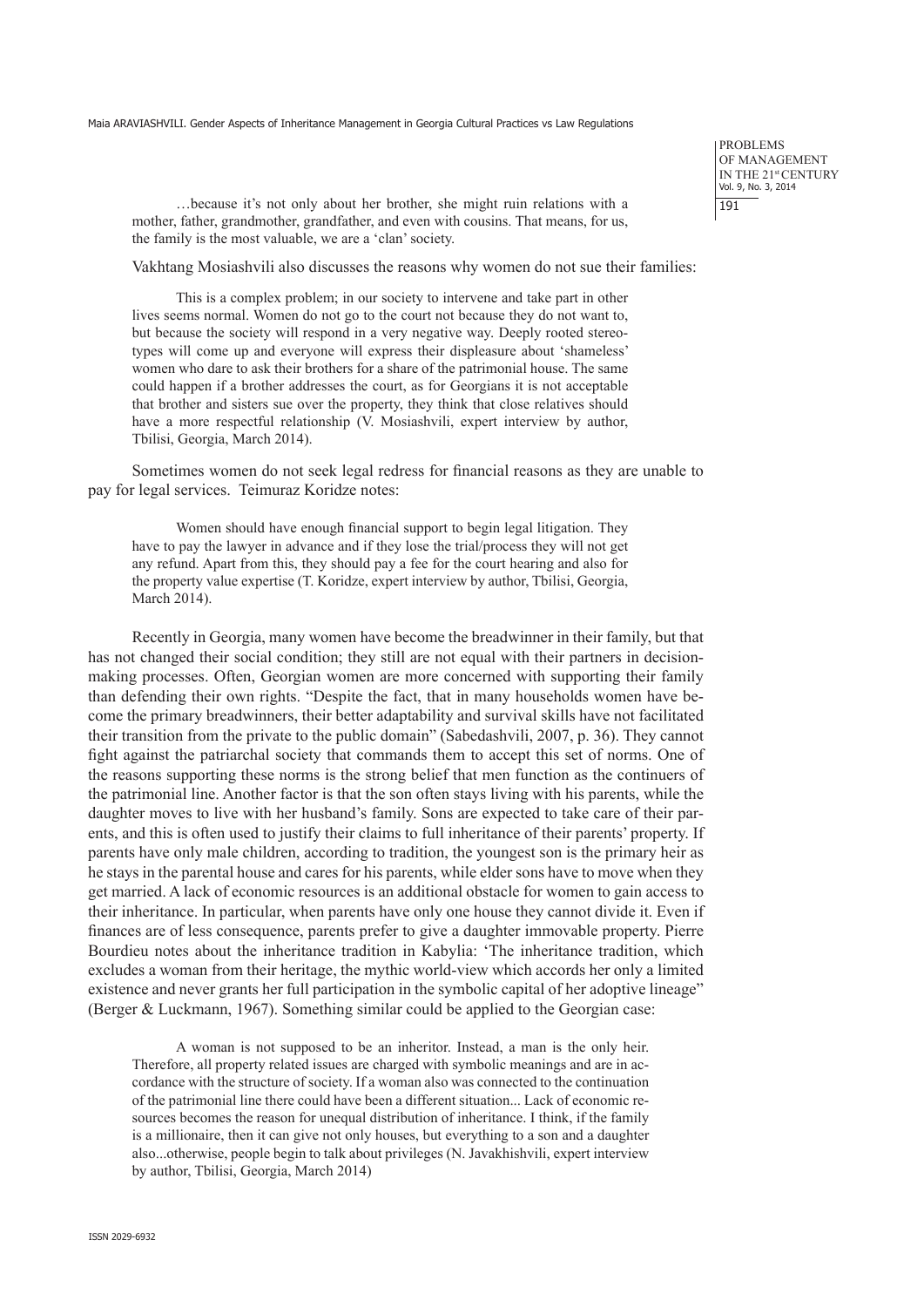> …because it's not only about her brother, she might ruin relations with a mother, father, grandmother, grandfather, and even with cousins. That means, for us, the family is the most valuable, we are a 'clan' society.

Vakhtang Mosiashvili also discusses the reasons why women do not sue their families:

> This is a complex problem; in our society to intervene and take part in other lives seems normal. Women do not go to the court not because they do not want to, but because the society will respond in a very negative way. Deeply rooted stereotypes will come up and everyone will express their displeasure about 'shameless' women who dare to ask their brothers for a share of the patrimonial house. The same could happen if a brother addresses the court, as for Georgians it is not acceptable that brother and sisters sue over the property, they think that close relatives should have a more respectful relationship (V. Mosiashvili, expert interview by author, Tbilisi, Georgia, March 2014).

Sometimes women do not seek legal redress for financial reasons as they are unable to pay for legal services. Teimuraz Koridze notes:

> Women should have enough financial support to begin legal litigation. They have to pay the lawyer in advance and if they lose the trial/process they will not get any refund. Apart from this, they should pay a fee for the court hearing and also for the property value expertise (T. Koridze, expert interview by author, Tbilisi, Georgia, March 2014).

Recently in Georgia, many women have become the breadwinner in their family, but that has not changed their social condition; they still are not equal with their partners in decision-making processes. Often, Georgian women are more concerned with supporting their family than defending their own rights. "Despite the fact, that in many households women have become the primary breadwinners, their better adaptability and survival skills have not facilitated their transition from the private to the public domain" (Sabedashvili, 2007, p. 36). They cannot fight against the patriarchal society that commands them to accept this set of norms. One of the reasons supporting these norms is the strong belief that men function as the continuers of the patrimonial line. Another factor is that the son often stays living with his parents, while the daughter moves to live with her husband's family. Sons are expected to take care of their parents, and this is often used to justify their claims to full inheritance of their parents' property. If parents have only male children, according to tradition, the youngest son is the primary heir as he stays in the parental house and cares for his parents, while elder sons have to move when they get married. A lack of economic resources is an additional obstacle for women to gain access to their inheritance. In particular, when parents have only one house they cannot divide it. Even if finances are of less consequence, parents prefer to give a daughter immovable property. Pierre Bourdieu notes about the inheritance tradition in Kabylia: 'The inheritance tradition, which excludes a woman from their heritage, the mythic world-view which accords her only a limited existence and never grants her full participation in the symbolic capital of her adoptive lineage" (Berger & Luckmann, 1967). Something similar could be applied to the Georgian case:

> A woman is not supposed to be an inheritor. Instead, a man is the only heir. Therefore, all property related issues are charged with symbolic meanings and are in accordance with the structure of society. If a woman also was connected to the continuation of the patrimonial line there could have been a different situation... Lack of economic resources becomes the reason for unequal distribution of inheritance. I think, if the family is a millionaire, then it can give not only houses, but everything to a son and a daughter also...otherwise, people begin to talk about privileges (N. Javakhishvili, expert interview by author, Tbilisi, Georgia, March 2014)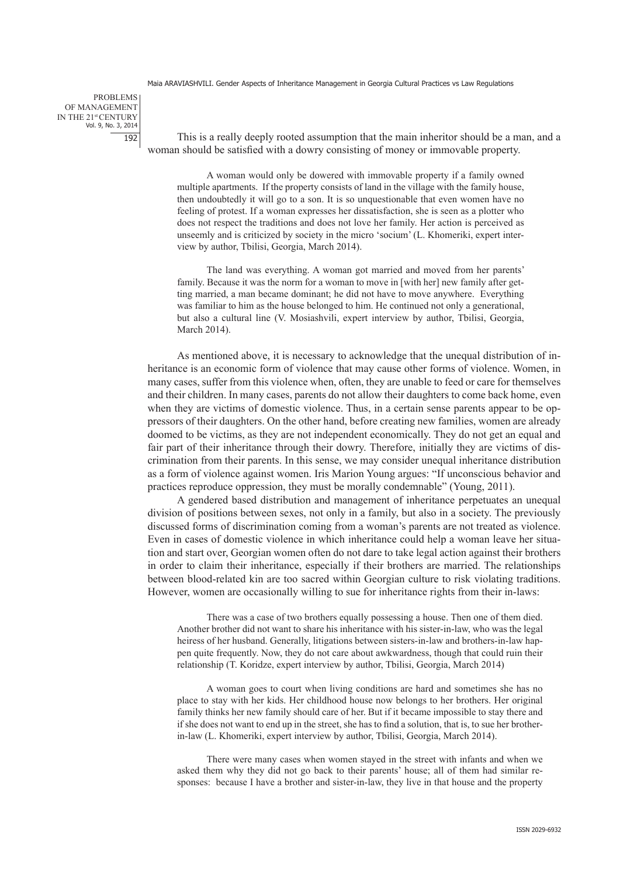This is a really deeply rooted assumption that the main inheritor should be a man, and a woman should be satisfied with a dowry consisting of money or immovable property.

> A woman would only be dowered with immovable property if a family owned multiple apartments. If the property consists of land in the village with the family house, then undoubtedly it will go to a son. It is so unquestionable that even women have no feeling of protest. If a woman expresses her dissatisfaction, she is seen as a plotter who does not respect the traditions and does not love her family. Her action is perceived as unseemly and is criticized by society in the micro 'socium' (L. Khomeriki, expert interview by author, Tbilisi, Georgia, March 2014).

> The land was everything. A woman got married and moved from her parents' family. Because it was the norm for a woman to move in [with her] new family after getting married, a man became dominant; he did not have to move anywhere. Everything was familiar to him as the house belonged to him. He continued not only a generational, but also a cultural line (V. Mosiashvili, expert interview by author, Tbilisi, Georgia, March 2014).

As mentioned above, it is necessary to acknowledge that the unequal distribution of inheritance is an economic form of violence that may cause other forms of violence. Women, in many cases, suffer from this violence when, often, they are unable to feed or care for themselves and their children. In many cases, parents do not allow their daughters to come back home, even when they are victims of domestic violence. Thus, in a certain sense parents appear to be oppressors of their daughters. On the other hand, before creating new families, women are already doomed to be victims, as they are not independent economically. They do not get an equal and fair part of their inheritance through their dowry. Therefore, initially they are victims of discrimination from their parents. In this sense, we may consider unequal inheritance distribution as a form of violence against women. Iris Marion Young argues: "If unconscious behavior and practices reproduce oppression, they must be morally condemnable" (Young, 2011).

A gendered based distribution and management of inheritance perpetuates an unequal division of positions between sexes, not only in a family, but also in a society. The previously discussed forms of discrimination coming from a woman's parents are not treated as violence. Even in cases of domestic violence in which inheritance could help a woman leave her situation and start over, Georgian women often do not dare to take legal action against their brothers in order to claim their inheritance, especially if their brothers are married. The relationships between blood-related kin are too sacred within Georgian culture to risk violating traditions. However, women are occasionally willing to sue for inheritance rights from their in-laws:

> There was a case of two brothers equally possessing a house. Then one of them died. Another brother did not want to share his inheritance with his sister-in-law, who was the legal heiress of her husband. Generally, litigations between sisters-in-law and brothers-in-law happen quite frequently. Now, they do not care about awkwardness, though that could ruin their relationship (T. Koridze, expert interview by author, Tbilisi, Georgia, March 2014)

> A woman goes to court when living conditions are hard and sometimes she has no place to stay with her kids. Her childhood house now belongs to her brothers. Her original family thinks her new family should care of her. But if it became impossible to stay there and if she does not want to end up in the street, she has to find a solution, that is, to sue her brother-in-law (L. Khomeriki, expert interview by author, Tbilisi, Georgia, March 2014).

> There were many cases when women stayed in the street with infants and when we asked them why they did not go back to their parents' house; all of them had similar responses: because I have a brother and sister-in-law, they live in that house and the property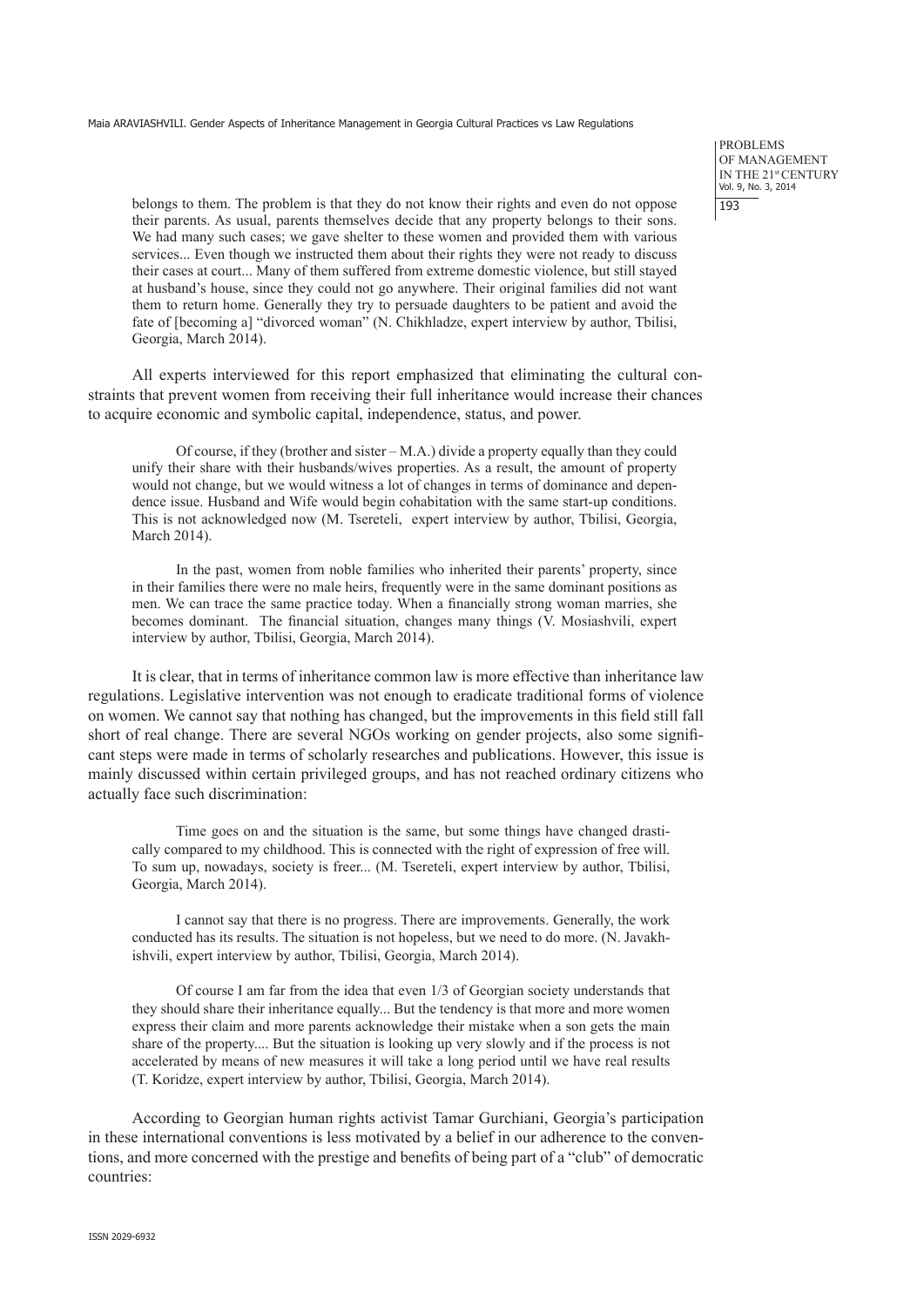belongs to them. The problem is that they do not know their rights and even do not oppose their parents. As usual, parents themselves decide that any property belongs to their sons. We had many such cases; we gave shelter to these women and provided them with various services... Even though we instructed them about their rights they were not ready to discuss their cases at court... Many of them suffered from extreme domestic violence, but still stayed at husband's house, since they could not go anywhere. Their original families did not want them to return home. Generally they try to persuade daughters to be patient and avoid the fate of [becoming a] "divorced woman" (N. Chikhladze, expert interview by author, Tbilisi, Georgia, March 2014).

All experts interviewed for this report emphasized that eliminating the cultural constraints that prevent women from receiving their full inheritance would increase their chances to acquire economic and symbolic capital, independence, status, and power.

> Of course, if they (brother and sister – M.A.) divide a property equally than they could unify their share with their husbands/wives properties. As a result, the amount of property would not change, but we would witness a lot of changes in terms of dominance and dependence issue. Husband and Wife would begin cohabitation with the same start-up conditions. This is not acknowledged now (M. Tsereteli, expert interview by author, Tbilisi, Georgia, March 2014).

> In the past, women from noble families who inherited their parents' property, since in their families there were no male heirs, frequently were in the same dominant positions as men. We can trace the same practice today. When a financially strong woman marries, she becomes dominant. The financial situation, changes many things (V. Mosiashvili, expert interview by author, Tbilisi, Georgia, March 2014).

It is clear, that in terms of inheritance common law is more effective than inheritance law regulations. Legislative intervention was not enough to eradicate traditional forms of violence on women. We cannot say that nothing has changed, but the improvements in this field still fall short of real change. There are several NGOs working on gender projects, also some significant steps were made in terms of scholarly researches and publications. However, this issue is mainly discussed within certain privileged groups, and has not reached ordinary citizens who actually face such discrimination:

> Time goes on and the situation is the same, but some things have changed drastically compared to my childhood. This is connected with the right of expression of free will. To sum up, nowadays, society is freer... (M. Tsereteli, expert interview by author, Tbilisi, Georgia, March 2014).

> I cannot say that there is no progress. There are improvements. Generally, the work conducted has its results. The situation is not hopeless, but we need to do more. (N. Javakhishvili, expert interview by author, Tbilisi, Georgia, March 2014).

> Of course I am far from the idea that even 1/3 of Georgian society understands that they should share their inheritance equally... But the tendency is that more and more women express their claim and more parents acknowledge their mistake when a son gets the main share of the property.... But the situation is looking up very slowly and if the process is not accelerated by means of new measures it will take a long period until we have real results (T. Koridze, expert interview by author, Tbilisi, Georgia, March 2014).

According to Georgian human rights activist Tamar Gurchiani, Georgia's participation in these international conventions is less motivated by a belief in our adherence to the conventions, and more concerned with the prestige and benefits of being part of a "club" of democratic countries: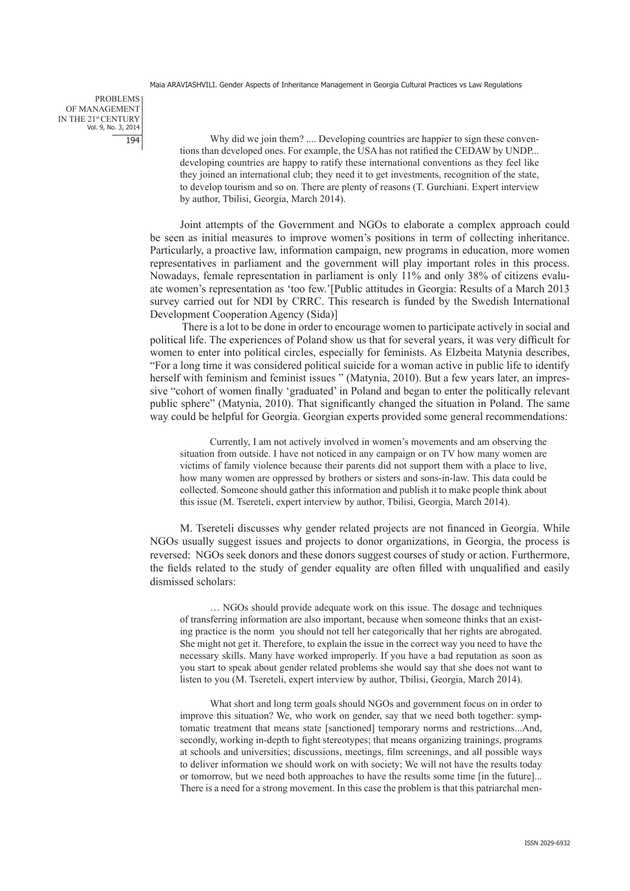> Why did we join them? .... Developing countries are happier to sign these conventions than developed ones. For example, the USA has not ratified the CEDAW by UNDP... developing countries are happy to ratify these international conventions as they feel like they joined an international club; they need it to get investments, recognition of the state, to develop tourism and so on. There are plenty of reasons (T. Gurchiani. Expert interview by author, Tbilisi, Georgia, March 2014).

Joint attempts of the Government and NGOs to elaborate a complex approach could be seen as initial measures to improve women's positions in term of collecting inheritance. Particularly, a proactive law, information campaign, new programs in education, more women representatives in parliament and the government will play important roles in this process. Nowadays, female representation in parliament is only 11% and only 38% of citizens evaluate women's representation as 'too few.'[Public attitudes in Georgia: Results of a March 2013 survey carried out for NDI by CRRC. This research is funded by the Swedish International Development Cooperation Agency (Sida)]

There is a lot to be done in order to encourage women to participate actively in social and political life. The experiences of Poland show us that for several years, it was very difficult for women to enter into political circles, especially for feminists. As Elzbeita Matynia describes, "For a long time it was considered political suicide for a woman active in public life to identify herself with feminism and feminist issues " (Matynia, 2010). But a few years later, an impressive "cohort of women finally 'graduated' in Poland and began to enter the politically relevant public sphere" (Matynia, 2010). That significantly changed the situation in Poland. The same way could be helpful for Georgia. Georgian experts provided some general recommendations:

> Currently, I am not actively involved in women's movements and am observing the situation from outside. I have not noticed in any campaign or on TV how many women are victims of family violence because their parents did not support them with a place to live, how many women are oppressed by brothers or sisters and sons-in-law. This data could be collected. Someone should gather this information and publish it to make people think about this issue (M. Tsereteli, expert interview by author, Tbilisi, Georgia, March 2014).

M. Tsereteli discusses why gender related projects are not financed in Georgia. While NGOs usually suggest issues and projects to donor organizations, in Georgia, the process is reversed: NGOs seek donors and these donors suggest courses of study or action. Furthermore, the fields related to the study of gender equality are often filled with unqualified and easily dismissed scholars:

> … NGOs should provide adequate work on this issue. The dosage and techniques of transferring information are also important, because when someone thinks that an existing practice is the norm you should not tell her categorically that her rights are abrogated. She might not get it. Therefore, to explain the issue in the correct way you need to have the necessary skills. Many have worked improperly. If you have a bad reputation as soon as you start to speak about gender related problems she would say that she does not want to listen to you (M. Tsereteli, expert interview by author, Tbilisi, Georgia, March 2014).

> What short and long term goals should NGOs and government focus on in order to improve this situation? We, who work on gender, say that we need both together: symptomatic treatment that means state [sanctioned] temporary norms and restrictions...And, secondly, working in-depth to fight stereotypes; that means organizing trainings, programs at schools and universities; discussions, meetings, film screenings, and all possible ways to deliver information we should work on with society; We will not have the results today or tomorrow, but we need both approaches to have the results some time [in the future]... There is a need for a strong movement. In this case the problem is that this patriarchal men-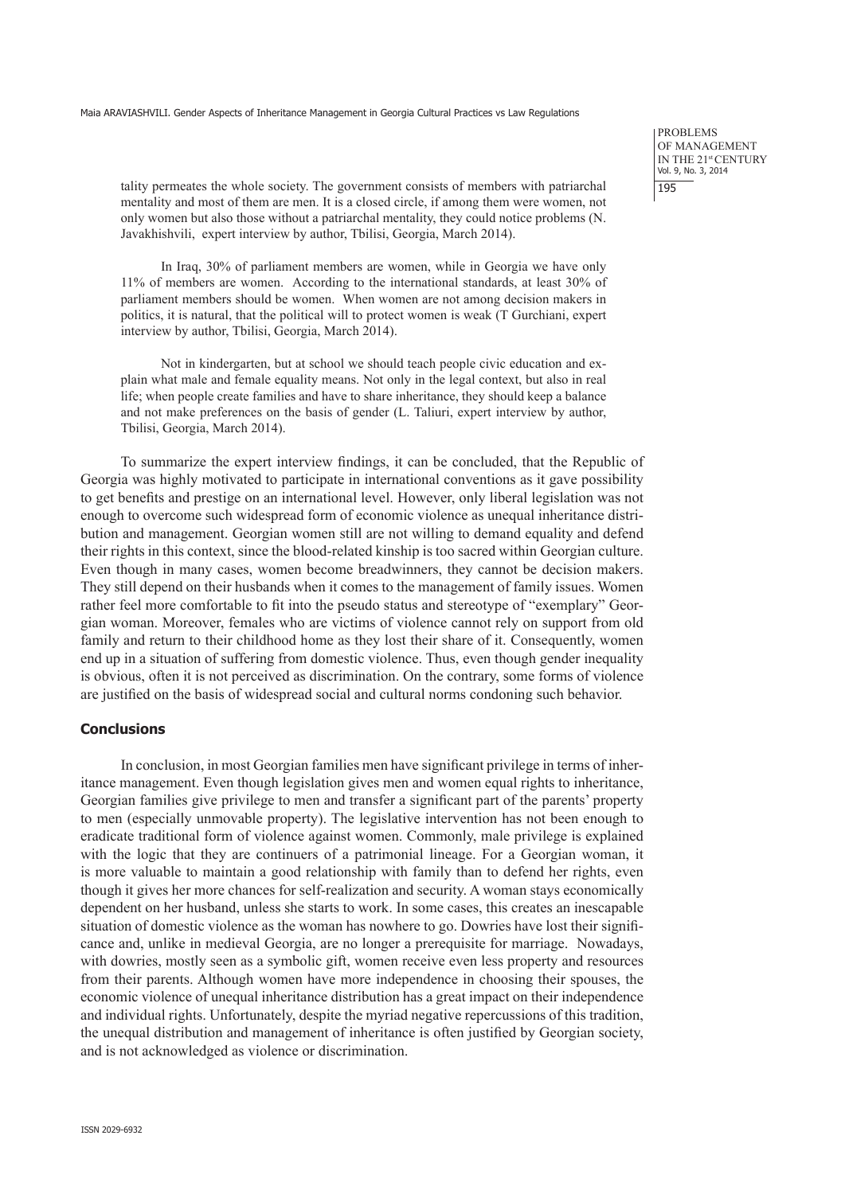tality permeates the whole society. The government consists of members with patriarchal mentality and most of them are men. It is a closed circle, if among them were women, not only women but also those without a patriarchal mentality, they could notice problems (N. Javakhishvili, expert interview by author, Tbilisi, Georgia, March 2014).

> In Iraq, 30% of parliament members are women, while in Georgia we have only 11% of members are women. According to the international standards, at least 30% of parliament members should be women. When women are not among decision makers in politics, it is natural, that the political will to protect women is weak (T Gurchiani, expert interview by author, Tbilisi, Georgia, March 2014).

> Not in kindergarten, but at school we should teach people civic education and explain what male and female equality means. Not only in the legal context, but also in real life; when people create families and have to share inheritance, they should keep a balance and not make preferences on the basis of gender (L. Taliuri, expert interview by author, Tbilisi, Georgia, March 2014).

To summarize the expert interview findings, it can be concluded, that the Republic of Georgia was highly motivated to participate in international conventions as it gave possibility to get benefits and prestige on an international level. However, only liberal legislation was not enough to overcome such widespread form of economic violence as unequal inheritance distribution and management. Georgian women still are not willing to demand equality and defend their rights in this context, since the blood-related kinship is too sacred within Georgian culture. Even though in many cases, women become breadwinners, they cannot be decision makers. They still depend on their husbands when it comes to the management of family issues. Women rather feel more comfortable to fit into the pseudo status and stereotype of "exemplary" Georgian woman. Moreover, females who are victims of violence cannot rely on support from old family and return to their childhood home as they lost their share of it. Consequently, women end up in a situation of suffering from domestic violence. Thus, even though gender inequality is obvious, often it is not perceived as discrimination. On the contrary, some forms of violence are justified on the basis of widespread social and cultural norms condoning such behavior.

## Conclusions

In conclusion, in most Georgian families men have significant privilege in terms of inheritance management. Even though legislation gives men and women equal rights to inheritance, Georgian families give privilege to men and transfer a significant part of the parents' property to men (especially unmovable property). The legislative intervention has not been enough to eradicate traditional form of violence against women. Commonly, male privilege is explained with the logic that they are continuers of a patrimonial lineage. For a Georgian woman, it is more valuable to maintain a good relationship with family than to defend her rights, even though it gives her more chances for self-realization and security. A woman stays economically dependent on her husband, unless she starts to work. In some cases, this creates an inescapable situation of domestic violence as the woman has nowhere to go. Dowries have lost their significance and, unlike in medieval Georgia, are no longer a prerequisite for marriage. Nowadays, with dowries, mostly seen as a symbolic gift, women receive even less property and resources from their parents. Although women have more independence in choosing their spouses, the economic violence of unequal inheritance distribution has a great impact on their independence and individual rights. Unfortunately, despite the myriad negative repercussions of this tradition, the unequal distribution and management of inheritance is often justified by Georgian society, and is not acknowledged as violence or discrimination.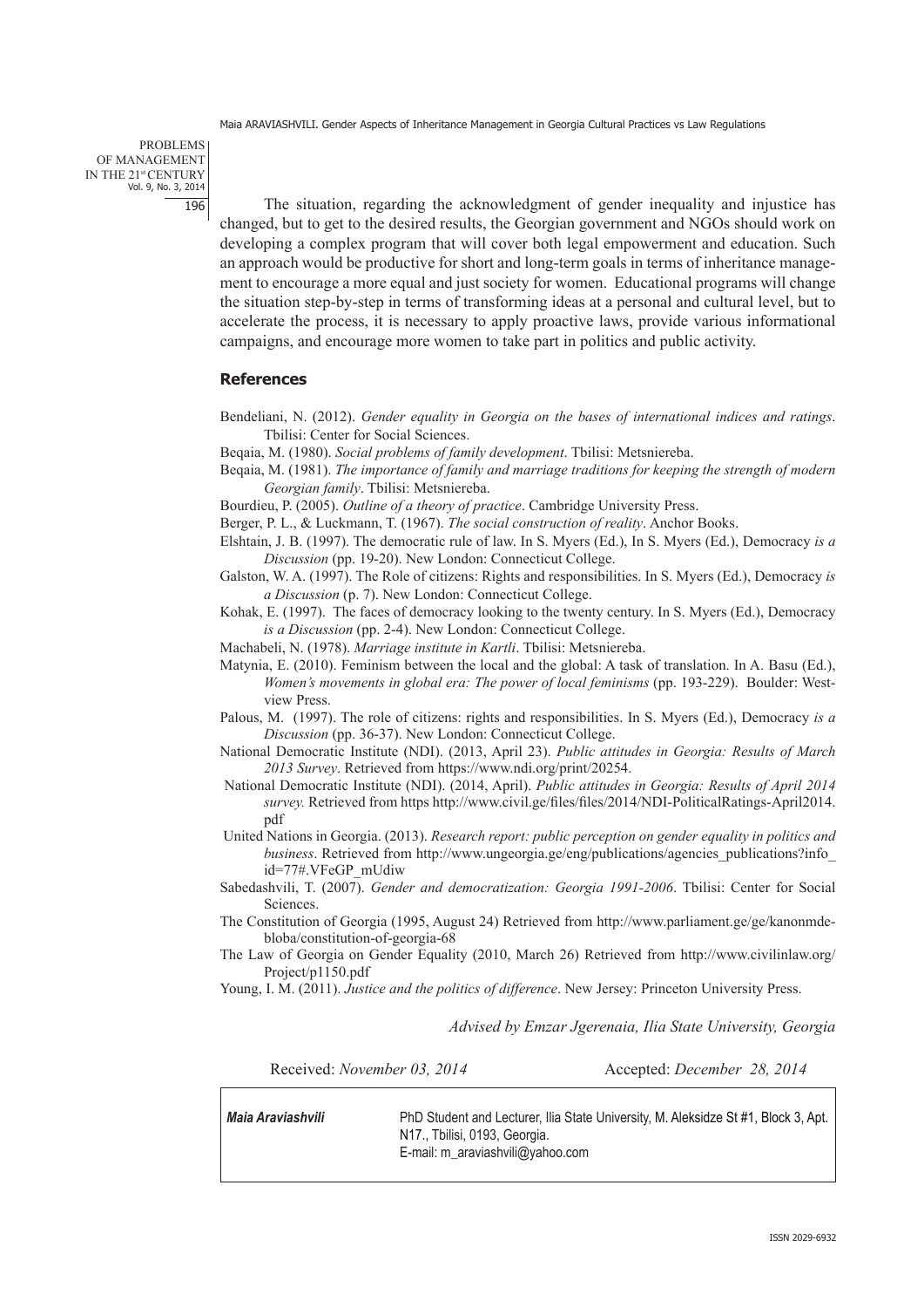The situation, regarding the acknowledgment of gender inequality and injustice has changed, but to get to the desired results, the Georgian government and NGOs should work on developing a complex program that will cover both legal empowerment and education. Such an approach would be productive for short and long-term goals in terms of inheritance management to encourage a more equal and just society for women. Educational programs will change the situation step-by-step in terms of transforming ideas at a personal and cultural level, but to accelerate the process, it is necessary to apply proactive laws, provide various informational campaigns, and encourage more women to take part in politics and public activity.

## References

Bendeliani, N. (2012). *Gender equality in Georgia on the bases of international indices and ratings*. Tbilisi: Center for Social Sciences.

Beqaia, M. (1980). *Social problems of family development*. Tbilisi: Metsniereba.

Beqaia, M. (1981). *The importance of family and marriage traditions for keeping the strength of modern Georgian family*. Tbilisi: Metsniereba.

Bourdieu, P. (2005). *Outline of a theory of practice*. Cambridge University Press.

Berger, P. L., & Luckmann, T. (1967). *The social construction of reality*. Anchor Books.

Elshtain, J. B. (1997). The democratic rule of law. In S. Myers (Ed.), In S. Myers (Ed.), Democracy *is a Discussion* (pp. 19-20). New London: Connecticut College.

Galston, W. A. (1997). The Role of citizens: Rights and responsibilities. In S. Myers (Ed.), Democracy *is a Discussion* (p. 7). New London: Connecticut College.

Kohak, E. (1997). The faces of democracy looking to the twenty century. In S. Myers (Ed.), Democracy *is a Discussion* (pp. 2-4). New London: Connecticut College.

Machabeli, N. (1978). *Marriage institute in Kartli*. Tbilisi: Metsniereba.

Matynia, E. (2010). Feminism between the local and the global: A task of translation. In A. Basu (Ed.), *Women's movements in global era: The power of local feminisms* (pp. 193-229). Boulder: Westview Press.

Palous, M. (1997). The role of citizens: rights and responsibilities. In S. Myers (Ed.), Democracy *is a Discussion* (pp. 36-37). New London: Connecticut College.

National Democratic Institute (NDI). (2013, April 23). *Public attitudes in Georgia: Results of March 2013 Survey*. Retrieved from https://www.ndi.org/print/20254.

National Democratic Institute (NDI). (2014, April). *Public attitudes in Georgia: Results of April 2014 survey.* Retrieved from https http://www.civil.ge/files/files/2014/NDI-PoliticalRatings-April2014.pdf

United Nations in Georgia. (2013). *Research report: public perception on gender equality in politics and business*. Retrieved from http://www.ungeorgia.ge/eng/publications/agencies_publications?info_id=77#.VFeGP_mUdiw

Sabedashvili, T. (2007). *Gender and democratization: Georgia 1991-2006*. Tbilisi: Center for Social Sciences.

The Constitution of Georgia (1995, August 24) Retrieved from http://www.parliament.ge/ge/kanonmdebloba/constitution-of-georgia-68

The Law of Georgia on Gender Equality (2010, March 26) Retrieved from http://www.civilinlaw.org/Project/p1150.pdf

Young, I. M. (2011). *Justice and the politics of difference*. New Jersey: Princeton University Press.

*Advised by Emzar Jgerenaia, Ilia State University, Georgia*

Received: *November 03, 2014* Accepted: *December 28, 2014*

| | |
|---|---|
| ***Maia Araviashvili*** | PhD Student and Lecturer, Ilia State University, M. Aleksidze St #1, Block 3, Apt. N17., Tbilisi, 0193, Georgia.<br>E-mail: m_araviashvili@yahoo.com |